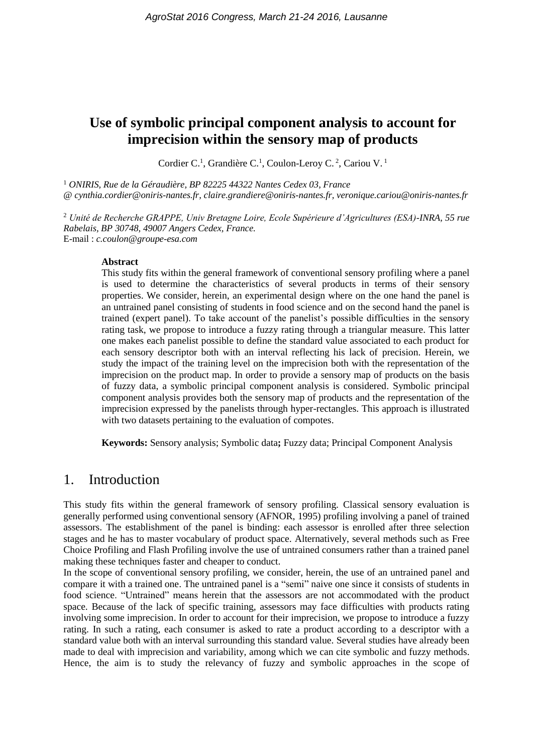# Use of symbolic principal component analysis to account for imprecision within the sensory map of products

Cordier C.[1], Grandière C.[1], Coulon-Leroy C.[2], Cariou V.[1]

[1] *ONIRIS, Rue de la Géraudière, BP 82225 44322 Nantes Cedex 03, France*
*@ cynthia.cordier@oniris-nantes.fr, claire.grandiere@oniris-nantes.fr, veronique.cariou@oniris-nantes.fr*

[2] *Unité de Recherche GRAPPE, Univ Bretagne Loire, Ecole Supérieure d'Agricultures (ESA)-INRA, 55 rue Rabelais, BP 30748, 49007 Angers Cedex, France.*
E-mail : *c.coulon@groupe-esa.com*

**Abstract**

This study fits within the general framework of conventional sensory profiling where a panel is used to determine the characteristics of several products in terms of their sensory properties. We consider, herein, an experimental design where on the one hand the panel is an untrained panel consisting of students in food science and on the second hand the panel is trained (expert panel). To take account of the panelist's possible difficulties in the sensory rating task, we propose to introduce a fuzzy rating through a triangular measure. This latter one makes each panelist possible to define the standard value associated to each product for each sensory descriptor both with an interval reflecting his lack of precision. Herein, we study the impact of the training level on the imprecision both with the representation of the imprecision on the product map. In order to provide a sensory map of products on the basis of fuzzy data, a symbolic principal component analysis is considered. Symbolic principal component analysis provides both the sensory map of products and the representation of the imprecision expressed by the panelists through hyper-rectangles. This approach is illustrated with two datasets pertaining to the evaluation of compotes.

**Keywords:** Sensory analysis; Symbolic data**;** Fuzzy data; Principal Component Analysis

## 1. Introduction

This study fits within the general framework of sensory profiling. Classical sensory evaluation is generally performed using conventional sensory (AFNOR, 1995) profiling involving a panel of trained assessors. The establishment of the panel is binding: each assessor is enrolled after three selection stages and he has to master vocabulary of product space. Alternatively, several methods such as Free Choice Profiling and Flash Profiling involve the use of untrained consumers rather than a trained panel making these techniques faster and cheaper to conduct.

In the scope of conventional sensory profiling, we consider, herein, the use of an untrained panel and compare it with a trained one. The untrained panel is a "semi" naive one since it consists of students in food science. "Untrained" means herein that the assessors are not accommodated with the product space. Because of the lack of specific training, assessors may face difficulties with products rating involving some imprecision. In order to account for their imprecision, we propose to introduce a fuzzy rating. In such a rating, each consumer is asked to rate a product according to a descriptor with a standard value both with an interval surrounding this standard value. Several studies have already been made to deal with imprecision and variability, among which we can cite symbolic and fuzzy methods. Hence, the aim is to study the relevancy of fuzzy and symbolic approaches in the scope of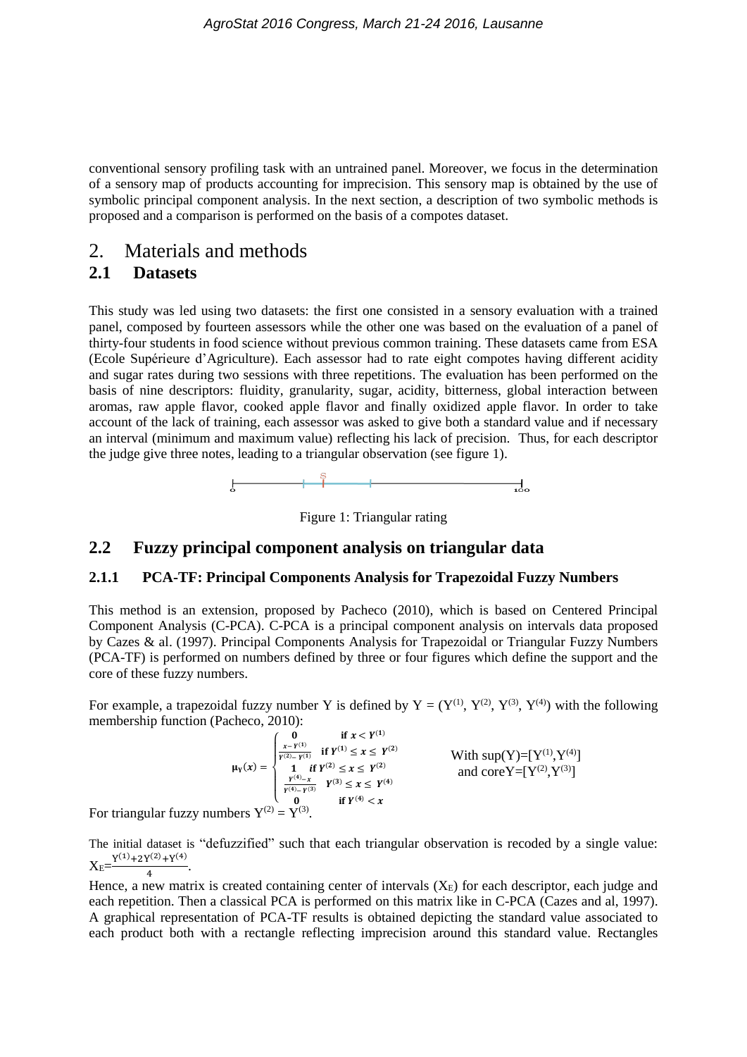conventional sensory profiling task with an untrained panel. Moreover, we focus in the determination of a sensory map of products accounting for imprecision. This sensory map is obtained by the use of symbolic principal component analysis. In the next section, a description of two symbolic methods is proposed and a comparison is performed on the basis of a compotes dataset.

# 2. Materials and methods

## 2.1 Datasets

This study was led using two datasets: the first one consisted in a sensory evaluation with a trained panel, composed by fourteen assessors while the other one was based on the evaluation of a panel of thirty-four students in food science without previous common training. These datasets came from ESA (Ecole Supérieure d'Agriculture). Each assessor had to rate eight compotes having different acidity and sugar rates during two sessions with three repetitions. The evaluation has been performed on the basis of nine descriptors: fluidity, granularity, sugar, acidity, bitterness, global interaction between aromas, raw apple flavor, cooked apple flavor and finally oxidized apple flavor. In order to take account of the lack of training, each assessor was asked to give both a standard value and if necessary an interval (minimum and maximum value) reflecting his lack of precision. Thus, for each descriptor the judge give three notes, leading to a triangular observation (see figure 1).

Figure 1: Triangular rating

## 2.2 Fuzzy principal component analysis on triangular data

### 2.1.1 PCA-TF: Principal Components Analysis for Trapezoidal Fuzzy Numbers

This method is an extension, proposed by Pacheco (2010), which is based on Centered Principal Component Analysis (C-PCA). C-PCA is a principal component analysis on intervals data proposed by Cazes & al. (1997). Principal Components Analysis for Trapezoidal or Triangular Fuzzy Numbers (PCA-TF) is performed on numbers defined by three or four figures which define the support and the core of these fuzzy numbers.

For example, a trapezoidal fuzzy number Y is defined by $Y = (Y^{(1)}, Y^{(2)}, Y^{(3)}, Y^{(4)})$ with the following membership function (Pacheco, 2010):

$$\mu_Y(x) = \begin{cases} 0 & \text{if } x < Y^{(1)} \\ \frac{x - Y^{(1)}}{Y^{(2)} - Y^{(1)}} & \text{if } Y^{(1)} \leq x \leq Y^{(2)} \\ 1 & \text{if } Y^{(2)} \leq x \leq Y^{(2)} \\ \frac{Y^{(4)} - x}{Y^{(4)} - Y^{(3)}} & Y^{(3)} \leq x \leq Y^{(4)} \\ 0 & \text{if } Y^{(4)} < x \end{cases}$$

With $\sup(Y)=[Y^{(1)},Y^{(4)}]$ and $\text{core}Y=[Y^{(2)},Y^{(3)}]$

For triangular fuzzy numbers $Y^{(2)} = Y^{(3)}$.

The initial dataset is "defuzzified" such that each triangular observation is recoded by a single value: $X_E=\frac{Y^{(1)}+2Y^{(2)}+Y^{(4)}}{4}$.

Hence, a new matrix is created containing center of intervals ($X_E$) for each descriptor, each judge and each repetition. Then a classical PCA is performed on this matrix like in C-PCA (Cazes and al, 1997). A graphical representation of PCA-TF results is obtained depicting the standard value associated to each product both with a rectangle reflecting imprecision around this standard value. Rectangles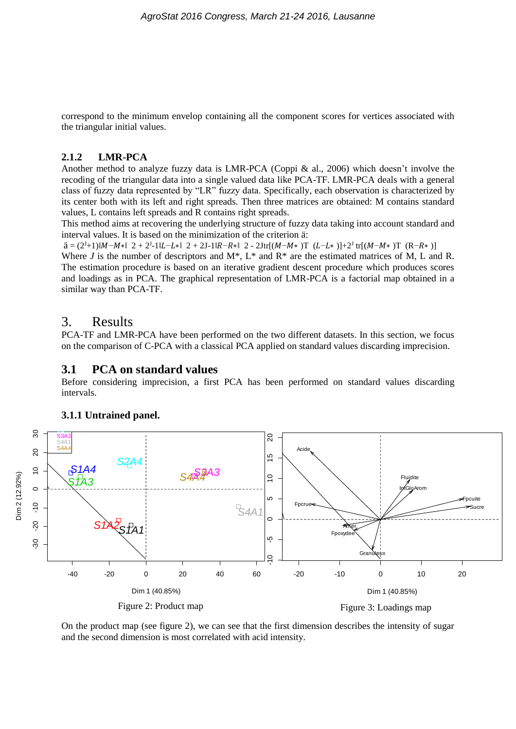correspond to the minimum envelop containing all the component scores for vertices associated with the triangular initial values.

### 2.1.2 LMR-PCA

Another method to analyze fuzzy data is LMR-PCA (Coppi & al., 2006) which doesn't involve the recoding of the triangular data into a single valued data like PCA-TF. LMR-PCA deals with a general class of fuzzy data represented by "LR" fuzzy data. Specifically, each observation is characterized by its center both with its left and right spreads. Then three matrices are obtained: M contains standard values, L contains left spreads and R contains right spreads.

This method aims at recovering the underlying structure of fuzzy data taking into account standard and interval values. It is based on the minimization of the criterion ä:

$$ä = (2^J+1)\|M-M*\|^2 + 2^J\text{-}1\|L-L*\|^2 + 2J\text{-}1\|R-R*\|^2 - 2J\text{tr}[(M-M*)^T (L-L*)]+2^J \text{tr}[(M-M*)^T (R-R*)]$$

Where $J$ is the number of descriptors and M*, L* and R* are the estimated matrices of M, L and R. The estimation procedure is based on an iterative gradient descent procedure which produces scores and loadings as in PCA. The graphical representation of LMR-PCA is a factorial map obtained in a similar way than PCA-TF.

# 3. Results

PCA-TF and LMR-PCA have been performed on the two different datasets. In this section, we focus on the comparison of C-PCA with a classical PCA applied on standard values discarding imprecision.

## 3.1 PCA on standard values

Before considering imprecision, a first PCA has been performed on standard values discarding intervals.

### 3.1.1 Untrained panel.

Figure 2: Product map

Figure 3: Loadings map

On the product map (see figure 2), we can see that the first dimension describes the intensity of sugar and the second dimension is most correlated with acid intensity.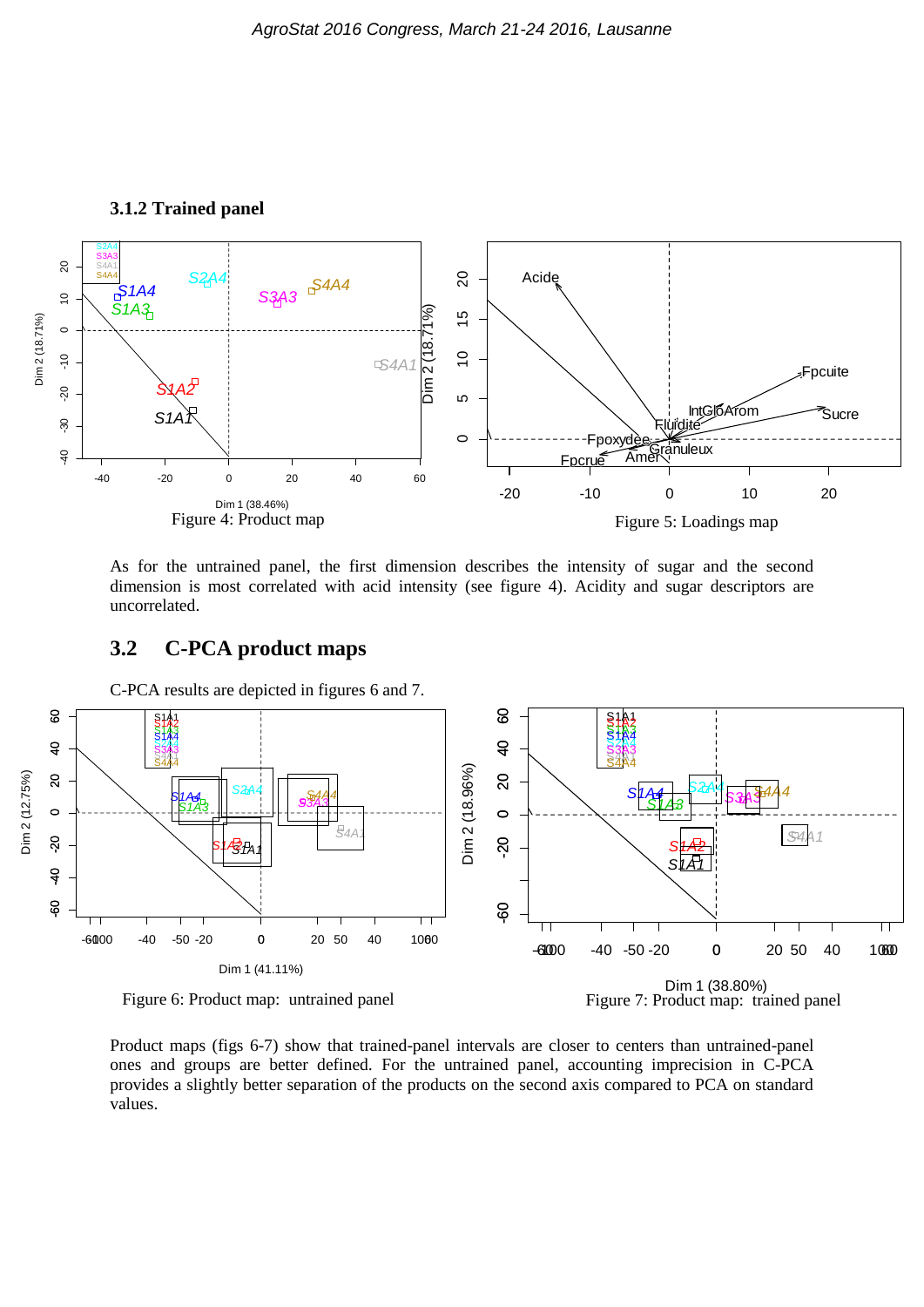### 3.1.2 Trained panel

Figure 4: Product map

Figure 5: Loadings map

As for the untrained panel, the first dimension describes the intensity of sugar and the second dimension is most correlated with acid intensity (see figure 4). Acidity and sugar descriptors are uncorrelated.

## 3.2 C-PCA product maps

C-PCA results are depicted in figures 6 and 7.

Figure 6: Product map: untrained panel

Figure 7: Product map: trained panel

Product maps (figs 6-7) show that trained-panel intervals are closer to centers than untrained-panel ones and groups are better defined. For the untrained panel, accounting imprecision in C-PCA provides a slightly better separation of the products on the second axis compared to PCA on standard values.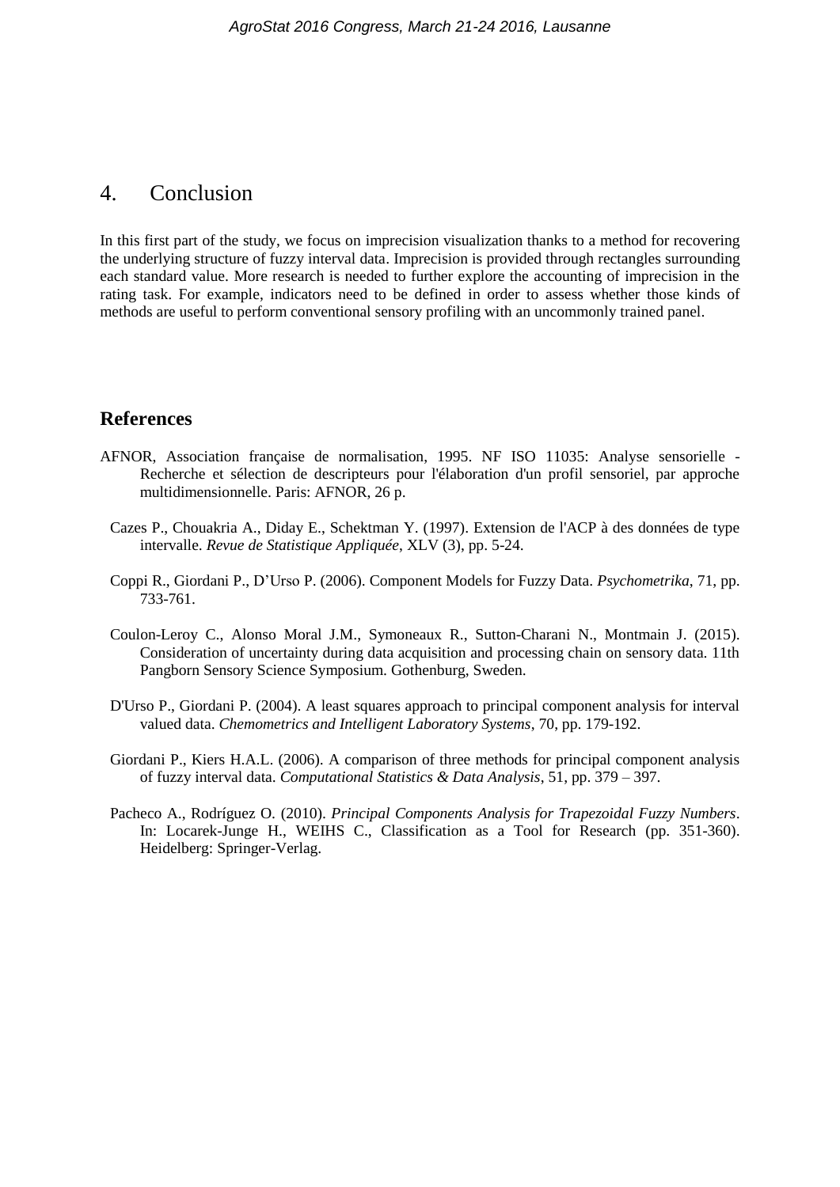## 4. Conclusion

In this first part of the study, we focus on imprecision visualization thanks to a method for recovering the underlying structure of fuzzy interval data. Imprecision is provided through rectangles surrounding each standard value. More research is needed to further explore the accounting of imprecision in the rating task. For example, indicators need to be defined in order to assess whether those kinds of methods are useful to perform conventional sensory profiling with an uncommonly trained panel.

## References

AFNOR, Association française de normalisation, 1995. NF ISO 11035: Analyse sensorielle - Recherche et sélection de descripteurs pour l'élaboration d'un profil sensoriel, par approche multidimensionnelle. Paris: AFNOR, 26 p.

Cazes P., Chouakria A., Diday E., Schektman Y. (1997). Extension de l'ACP à des données de type intervalle. *Revue de Statistique Appliquée*, XLV (3), pp. 5-24.

Coppi R., Giordani P., D'Urso P. (2006). Component Models for Fuzzy Data. *Psychometrika*, 71, pp. 733-761.

Coulon-Leroy C., Alonso Moral J.M., Symoneaux R., Sutton-Charani N., Montmain J. (2015). Consideration of uncertainty during data acquisition and processing chain on sensory data. 11th Pangborn Sensory Science Symposium. Gothenburg, Sweden.

D'Urso P., Giordani P. (2004). A least squares approach to principal component analysis for interval valued data. *Chemometrics and Intelligent Laboratory Systems*, 70, pp. 179-192.

Giordani P., Kiers H.A.L. (2006). A comparison of three methods for principal component analysis of fuzzy interval data. *Computational Statistics & Data Analysis*, 51, pp. 379 – 397.

Pacheco A., Rodríguez O. (2010). *Principal Components Analysis for Trapezoidal Fuzzy Numbers*. In: Locarek-Junge H., WEIHS C., Classification as a Tool for Research (pp. 351-360). Heidelberg: Springer-Verlag.